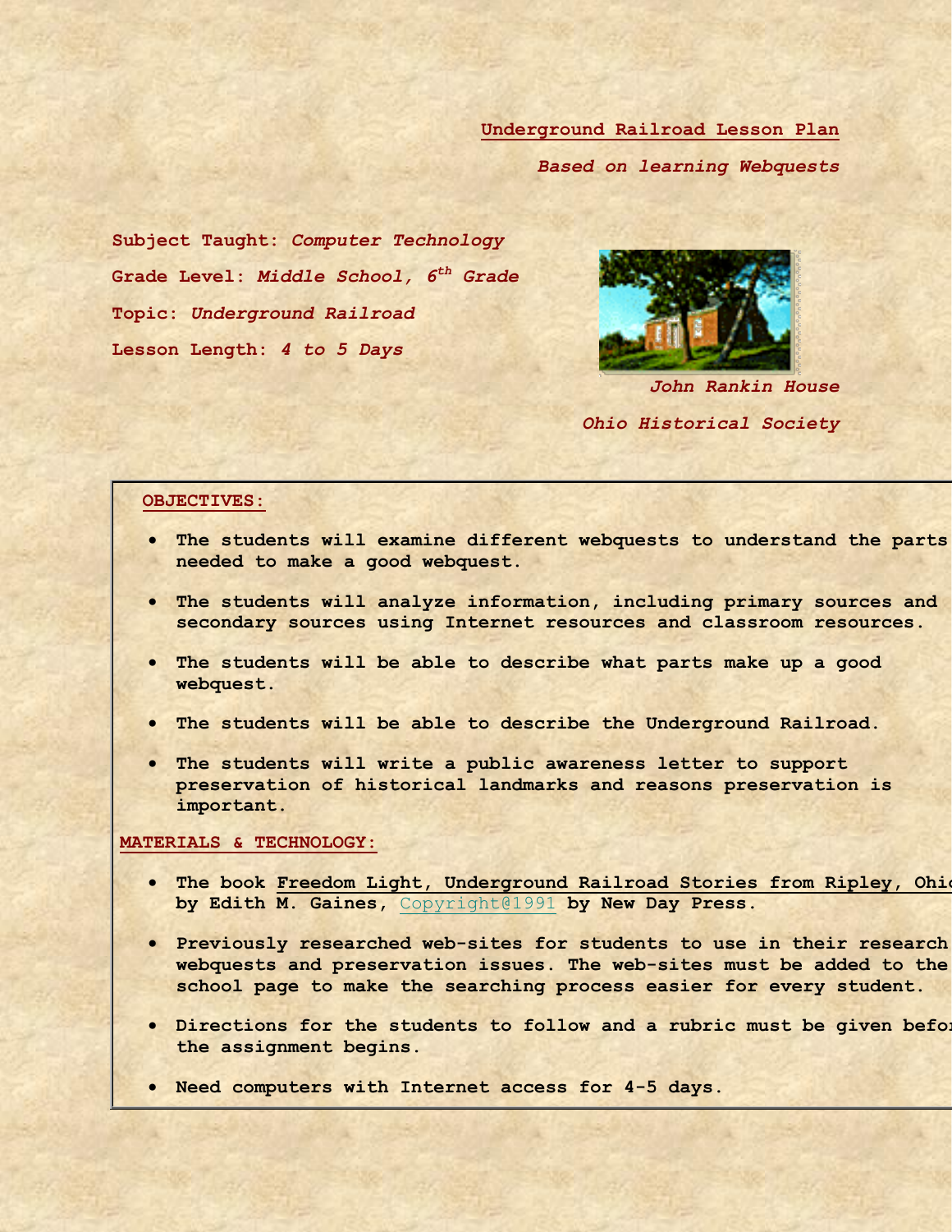# Underground Railroad Lesson Plan

*Based on learning Webquests*

**Subject Taught:** *Computer Technology*

**Grade Level:** *Middle School, 6th Grade*

**Topic:** *Underground Railroad*

**Lesson Length:** *4 to 5 Days*

*John Rankin House*

*Ohio Historical Society*

## OBJECTIVES:

- The students will examine different webquests to understand the parts needed to make a good webquest.
- The students will analyze information, including primary sources and secondary sources using Internet resources and classroom resources.
- The students will be able to describe what parts make up a good webquest.
- The students will be able to describe the Underground Railroad.
- The students will write a public awareness letter to support preservation of historical landmarks and reasons preservation is important.

## MATERIALS & TECHNOLOGY:

- The book Freedom Light, Underground Railroad Stories from Ripley, Ohio by Edith M. Gaines, Copyright@1991 by New Day Press.
- Previously researched web-sites for students to use in their research webquests and preservation issues. The web-sites must be added to the school page to make the searching process easier for every student.
- Directions for the students to follow and a rubric must be given before the assignment begins.
- Need computers with Internet access for 4-5 days.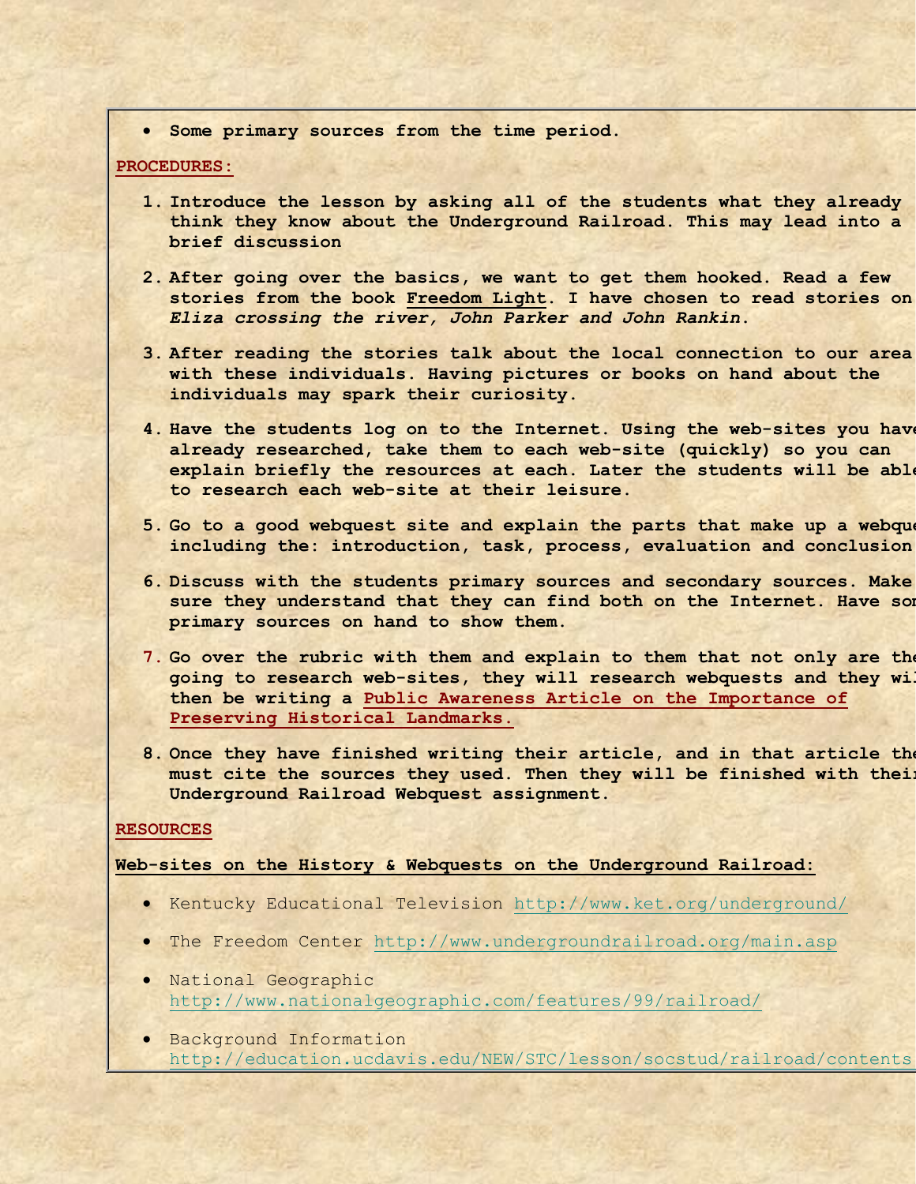- **Some primary sources from the time period.**

**PROCEDURES:**

1. **Introduce the lesson by asking all of the students what they already think they know about the Underground Railroad. This may lead into a brief discussion**
2. **After going over the basics, we want to get them hooked. Read a few stories from the book Freedom Light. I have chosen to read stories on *Eliza crossing the river, John Parker and John Rankin*.**
3. **After reading the stories talk about the local connection to our area with these individuals. Having pictures or books on hand about the individuals may spark their curiosity.**
4. **Have the students log on to the Internet. Using the web-sites you have already researched, take them to each web-site (quickly) so you can explain briefly the resources at each. Later the students will be able to research each web-site at their leisure.**
5. **Go to a good webquest site and explain the parts that make up a webque including the: introduction, task, process, evaluation and conclusion**
6. **Discuss with the students primary sources and secondary sources. Make sure they understand that they can find both on the Internet. Have som primary sources on hand to show them.**
7. **Go over the rubric with them and explain to them that not only are the going to research web-sites, they will research webquests and they wil then be writing a Public Awareness Article on the Importance of Preserving Historical Landmarks.**
8. **Once they have finished writing their article, and in that article the must cite the sources they used. Then they will be finished with their Underground Railroad Webquest assignment.**

**RESOURCES**

**Web-sites on the History & Webquests on the Underground Railroad:**

- Kentucky Educational Television http://www.ket.org/underground/
- The Freedom Center http://www.undergroundrailroad.org/main.asp
- National Geographic http://www.nationalgeographic.com/features/99/railroad/
- Background Information http://education.ucdavis.edu/NEW/STC/lesson/socstud/railroad/contents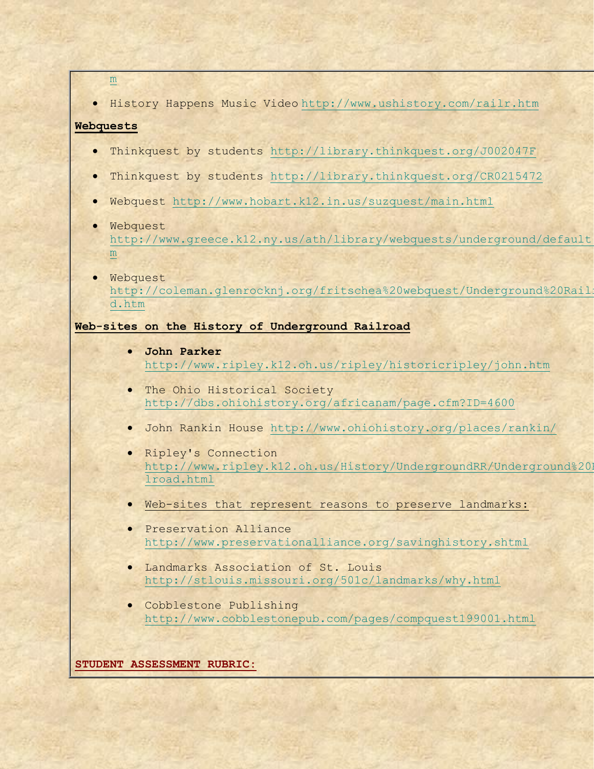m

- History Happens Music Video http://www.ushistory.com/railr.htm

**Webquests**

- Thinkquest by students http://library.thinkquest.org/J002047F
- Thinkquest by students http://library.thinkquest.org/CR0215472
- Webquest http://www.hobart.k12.in.us/suzquest/main.html
- Webquest http://www.greece.k12.ny.us/ath/library/webquests/underground/default m
- Webquest http://coleman.glenrocknj.org/fritschea%20webquest/Underground%20Rail d.htm

**Web-sites on the History of Underground Railroad**

- **John Parker** http://www.ripley.k12.oh.us/ripley/historicripley/john.htm
- The Ohio Historical Society http://dbs.ohiohistory.org/africanam/page.cfm?ID=4600
- John Rankin House http://www.ohiohistory.org/places/rankin/
- Ripley's Connection http://www.ripley.k12.oh.us/History/UndergroundRR/Underground%20R lroad.html
- Web-sites that represent reasons to preserve landmarks:
- Preservation Alliance http://www.preservationalliance.org/savinghistory.shtml
- Landmarks Association of St. Louis http://stlouis.missouri.org/501c/landmarks/why.html
- Cobblestone Publishing http://www.cobblestonepub.com/pages/compquest199001.html

**STUDENT ASSESSMENT RUBRIC:**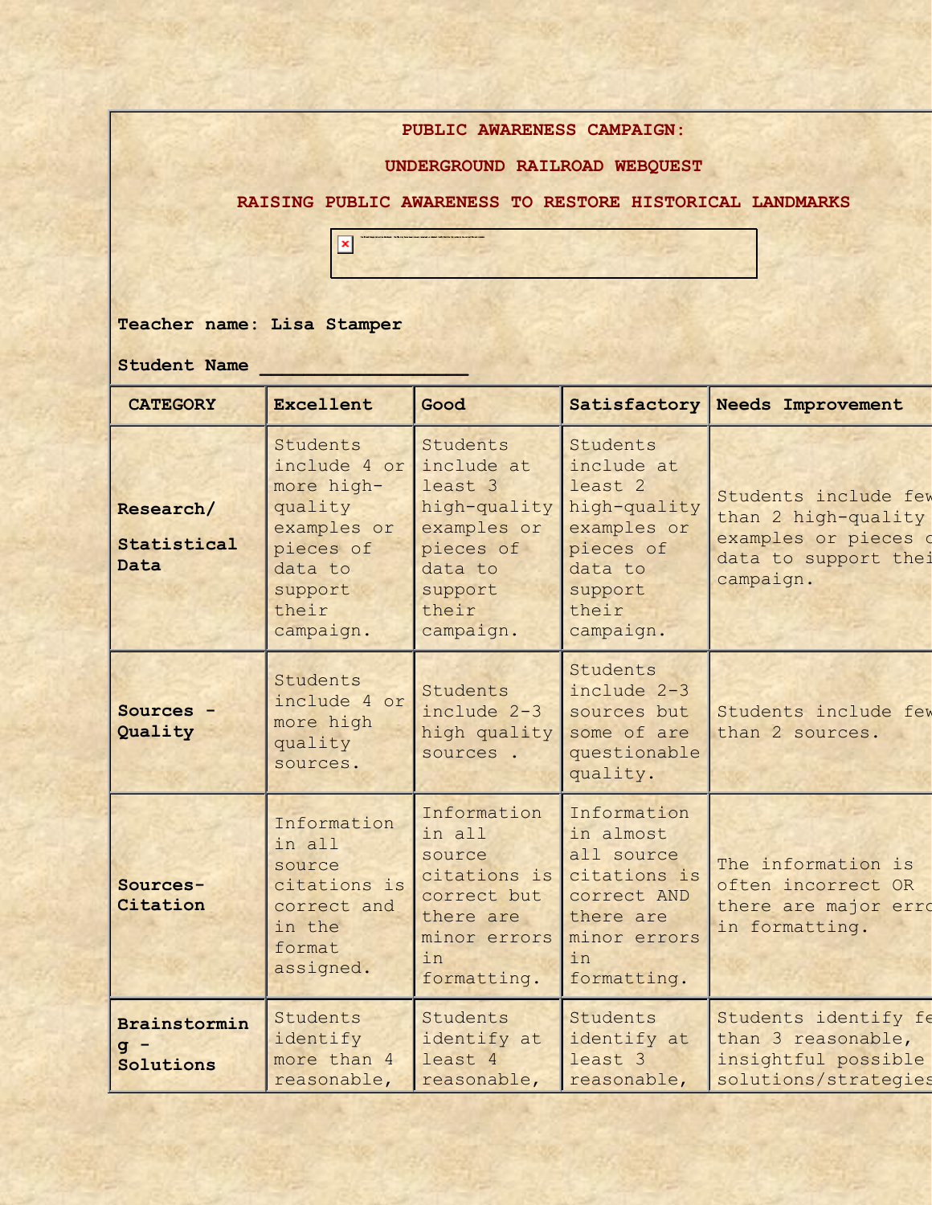**PUBLIC AWARENESS CAMPAIGN:**

**UNDERGROUND RAILROAD WEBQUEST**

**RAISING PUBLIC AWARENESS TO RESTORE HISTORICAL LANDMARKS**

**Teacher name: Lisa Stamper**

**Student Name** ___________________

| CATEGORY | Excellent | Good | Satisfactory | Needs Improvement |
|---|---|---|---|---|
| **Research/ Statistical Data** | Students include 4 or more high-quality examples or pieces of data to support their campaign. | Students include at least 3 high-quality examples or pieces of data to support their campaign. | Students include at least 2 high-quality examples or pieces of data to support their campaign. | Students include few than 2 high-quality examples or pieces c data to support thei campaign. |
| **Sources - Quality** | Students include 4 or more high quality sources. | Students include 2-3 high quality sources . | Students include 2-3 sources but some of are questionable quality. | Students include few than 2 sources. |
| **Sources-Citation** | Information in all source citations is correct and in the format assigned. | Information in all source citations is correct but there are minor errors in formatting. | Information in almost all source citations is correct AND there are minor errors in formatting. | The information is often incorrect OR there are major erro in formatting. |
| **Brainstorming - Solutions** | Students identify more than 4 reasonable, | Students identify at least 4 reasonable, | Students identify at least 3 reasonable, | Students identify fe than 3 reasonable, insightful possible solutions/strategies |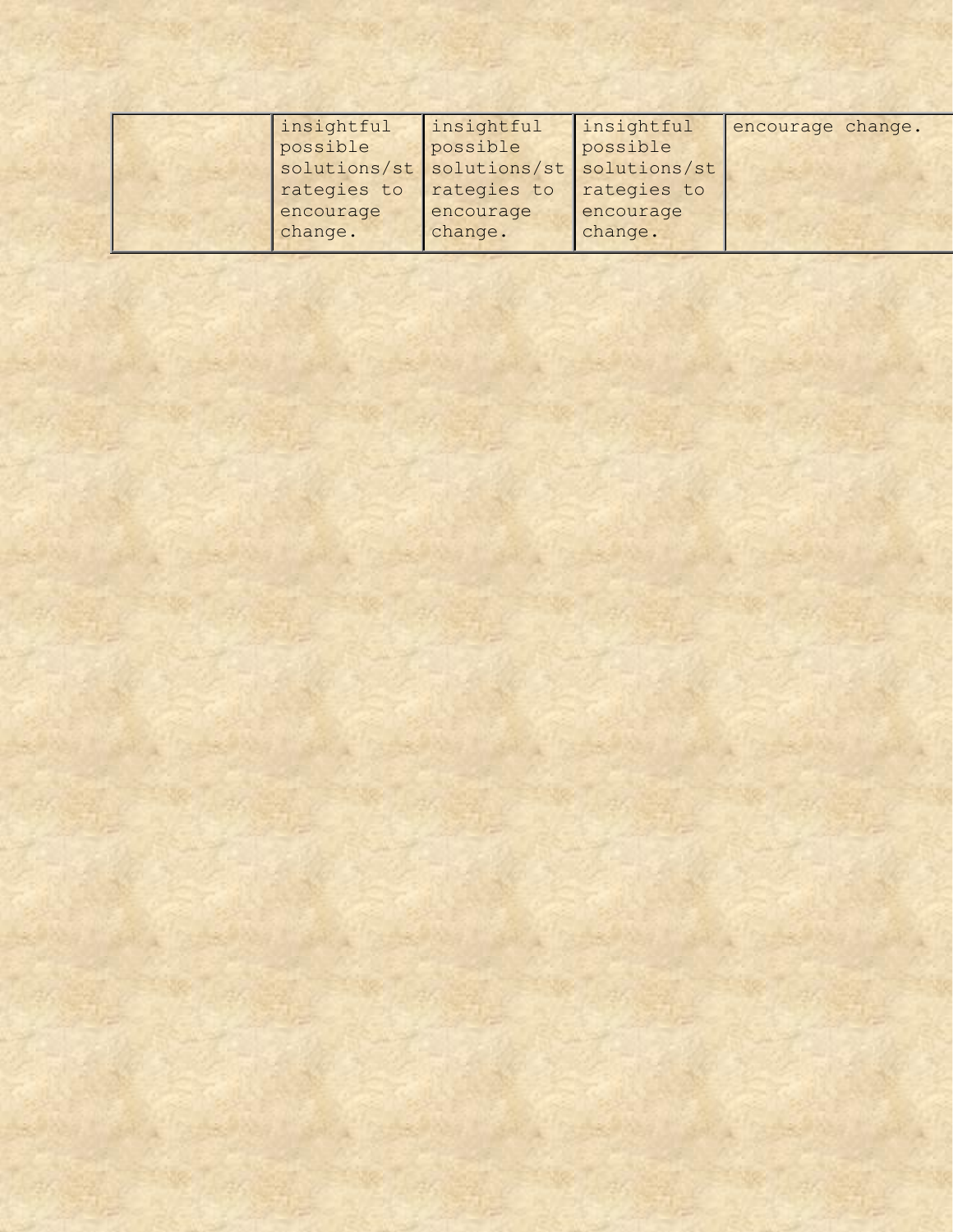| | | | | |
|---|---|---|---|---|
| | insightful possible solutions/strategies to encourage change. | insightful possible solutions/strategies to encourage change. | insightful possible solutions/strategies to encourage change. | encourage change. |